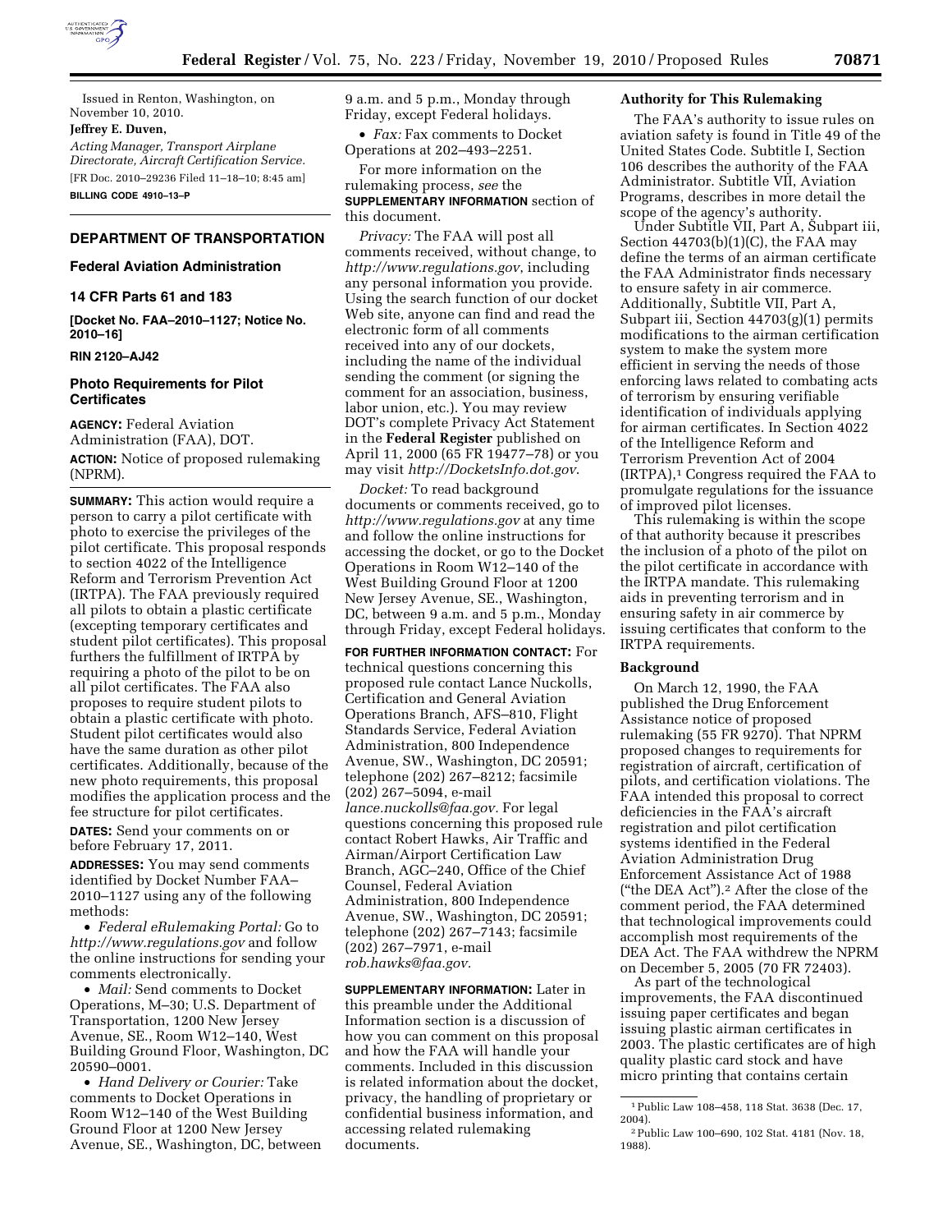Issued in Renton, Washington, on November 10, 2010.

**Jeffrey E. Duven,**

*Acting Manager, Transport Airplane Directorate, Aircraft Certification Service.*

[FR Doc. 2010–29236 Filed 11–18–10; 8:45 am]

**BILLING CODE 4910–13–P**

## DEPARTMENT OF TRANSPORTATION

### Federal Aviation Administration

### 14 CFR Parts 61 and 183

**[Docket No. FAA–2010–1127; Notice No. 2010–16]**

**RIN 2120–AJ42**

### Photo Requirements for Pilot Certificates

**AGENCY:** Federal Aviation Administration (FAA), DOT.

**ACTION:** Notice of proposed rulemaking (NPRM).

**SUMMARY:** This action would require a person to carry a pilot certificate with photo to exercise the privileges of the pilot certificate. This proposal responds to section 4022 of the Intelligence Reform and Terrorism Prevention Act (IRTPA). The FAA previously required all pilots to obtain a plastic certificate (excepting temporary certificates and student pilot certificates). This proposal furthers the fulfillment of IRTPA by requiring a photo of the pilot to be on all pilot certificates. The FAA also proposes to require student pilots to obtain a plastic certificate with photo. Student pilot certificates would also have the same duration as other pilot certificates. Additionally, because of the new photo requirements, this proposal modifies the application process and the fee structure for pilot certificates.

**DATES:** Send your comments on or before February 17, 2011.

**ADDRESSES:** You may send comments identified by Docket Number FAA–2010–1127 using any of the following methods:

- *Federal eRulemaking Portal:* Go to *http://www.regulations.gov* and follow the online instructions for sending your comments electronically.
- *Mail:* Send comments to Docket Operations, M–30; U.S. Department of Transportation, 1200 New Jersey Avenue, SE., Room W12–140, West Building Ground Floor, Washington, DC 20590–0001.
- *Hand Delivery or Courier:* Take comments to Docket Operations in Room W12–140 of the West Building Ground Floor at 1200 New Jersey Avenue, SE., Washington, DC, between 9 a.m. and 5 p.m., Monday through Friday, except Federal holidays.
- *Fax:* Fax comments to Docket Operations at 202–493–2251.

For more information on the rulemaking process, *see* the **SUPPLEMENTARY INFORMATION** section of this document.

*Privacy:* The FAA will post all comments received, without change, to *http://www.regulations.gov*, including any personal information you provide. Using the search function of our docket Web site, anyone can find and read the electronic form of all comments received into any of our dockets, including the name of the individual sending the comment (or signing the comment for an association, business, labor union, etc.). You may review DOT's complete Privacy Act Statement in the **Federal Register** published on April 11, 2000 (65 FR 19477–78) or you may visit *http://DocketsInfo.dot.gov*.

*Docket:* To read background documents or comments received, go to *http://www.regulations.gov* at any time and follow the online instructions for accessing the docket, or go to the Docket Operations in Room W12–140 of the West Building Ground Floor at 1200 New Jersey Avenue, SE., Washington, DC, between 9 a.m. and 5 p.m., Monday through Friday, except Federal holidays.

**FOR FURTHER INFORMATION CONTACT:** For technical questions concerning this proposed rule contact Lance Nuckolls, Certification and General Aviation Operations Branch, AFS–810, Flight Standards Service, Federal Aviation Administration, 800 Independence Avenue, SW., Washington, DC 20591; telephone (202) 267–8212; facsimile (202) 267–5094, e-mail *lance.nuckolls@faa.gov.* For legal questions concerning this proposed rule contact Robert Hawks, Air Traffic and Airman/Airport Certification Law Branch, AGC–240, Office of the Chief Counsel, Federal Aviation Administration, 800 Independence Avenue, SW., Washington, DC 20591; telephone (202) 267–7143; facsimile (202) 267–7971, e-mail *rob.hawks@faa.gov.*

**SUPPLEMENTARY INFORMATION:** Later in this preamble under the Additional Information section is a discussion of how you can comment on this proposal and how the FAA will handle your comments. Included in this discussion is related information about the docket, privacy, the handling of proprietary or confidential business information, and accessing related rulemaking documents.

#### Authority for This Rulemaking

The FAA's authority to issue rules on aviation safety is found in Title 49 of the United States Code. Subtitle I, Section 106 describes the authority of the FAA Administrator. Subtitle VII, Aviation Programs, describes in more detail the scope of the agency's authority.

Under Subtitle VII, Part A, Subpart iii, Section 44703(b)(1)(C), the FAA may define the terms of an airman certificate the FAA Administrator finds necessary to ensure safety in air commerce. Additionally, Subtitle VII, Part A, Subpart iii, Section 44703(g)(1) permits modifications to the airman certification system to make the system more efficient in serving the needs of those enforcing laws related to combating acts of terrorism by ensuring verifiable identification of individuals applying for airman certificates. In Section 4022 of the Intelligence Reform and Terrorism Prevention Act of 2004 (IRTPA),[1] Congress required the FAA to promulgate regulations for the issuance of improved pilot licenses.

This rulemaking is within the scope of that authority because it prescribes the inclusion of a photo of the pilot on the pilot certificate in accordance with the IRTPA mandate. This rulemaking aids in preventing terrorism and in ensuring safety in air commerce by issuing certificates that conform to the IRTPA requirements.

#### Background

On March 12, 1990, the FAA published the Drug Enforcement Assistance notice of proposed rulemaking (55 FR 9270). That NPRM proposed changes to requirements for registration of aircraft, certification of pilots, and certification violations. The FAA intended this proposal to correct deficiencies in the FAA's aircraft registration and pilot certification systems identified in the Federal Aviation Administration Drug Enforcement Assistance Act of 1988 ("the DEA Act").[2] After the close of the comment period, the FAA determined that technological improvements could accomplish most requirements of the DEA Act. The FAA withdrew the NPRM on December 5, 2005 (70 FR 72403).

As part of the technological improvements, the FAA discontinued issuing paper certificates and began issuing plastic airman certificates in 2003. The plastic certificates are of high quality plastic card stock and have micro printing that contains certain

[1] Public Law 108–458, 118 Stat. 3638 (Dec. 17, 2004).

[2] Public Law 100–690, 102 Stat. 4181 (Nov. 18, 1988).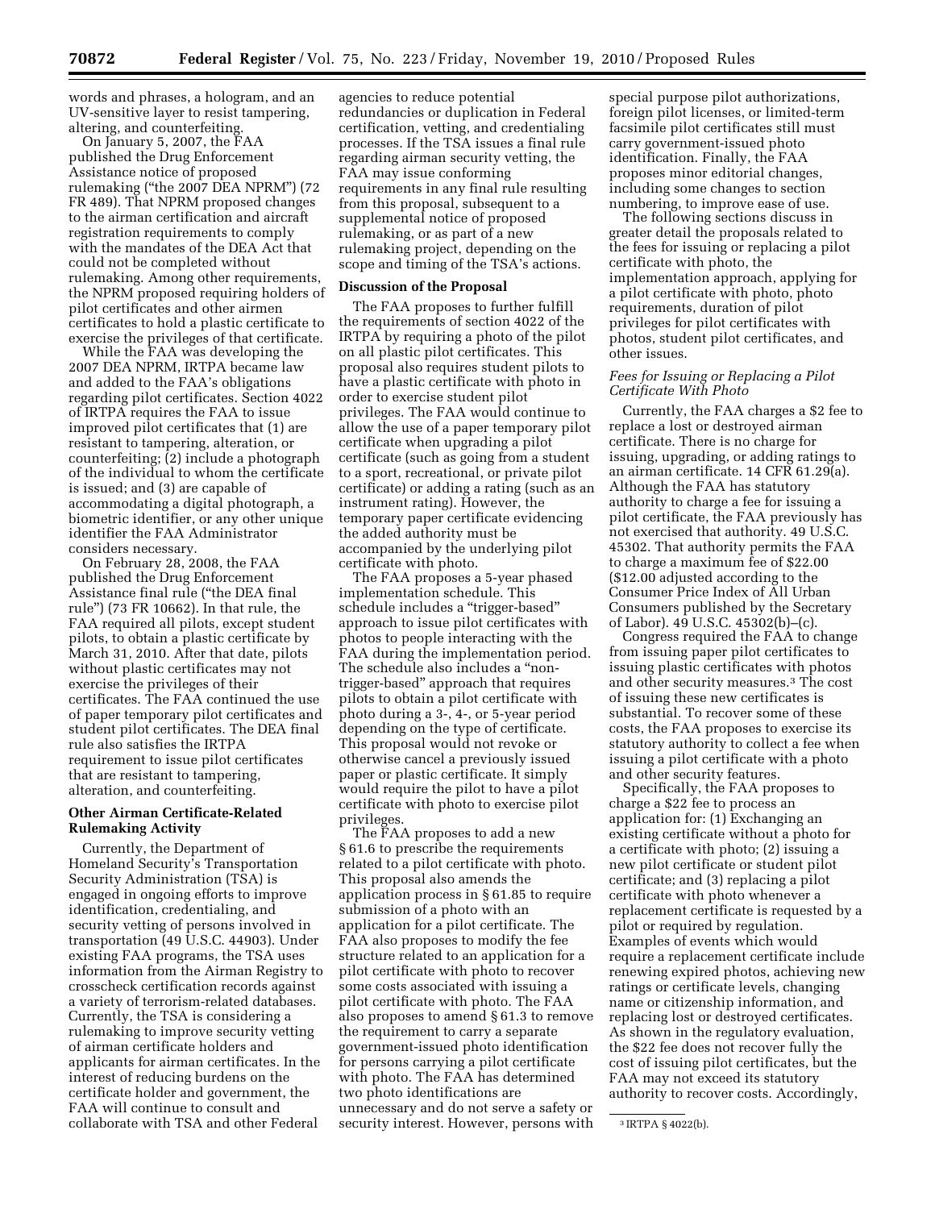words and phrases, a hologram, and an UV-sensitive layer to resist tampering, altering, and counterfeiting.

On January 5, 2007, the FAA published the Drug Enforcement Assistance notice of proposed rulemaking ("the 2007 DEA NPRM") (72 FR 489). That NPRM proposed changes to the airman certification and aircraft registration requirements to comply with the mandates of the DEA Act that could not be completed without rulemaking. Among other requirements, the NPRM proposed requiring holders of pilot certificates and other airmen certificates to hold a plastic certificate to exercise the privileges of that certificate.

While the FAA was developing the 2007 DEA NPRM, IRTPA became law and added to the FAA's obligations regarding pilot certificates. Section 4022 of IRTPA requires the FAA to issue improved pilot certificates that (1) are resistant to tampering, alteration, or counterfeiting; (2) include a photograph of the individual to whom the certificate is issued; and (3) are capable of accommodating a digital photograph, a biometric identifier, or any other unique identifier the FAA Administrator considers necessary.

On February 28, 2008, the FAA published the Drug Enforcement Assistance final rule ("the DEA final rule") (73 FR 10662). In that rule, the FAA required all pilots, except student pilots, to obtain a plastic certificate by March 31, 2010. After that date, pilots without plastic certificates may not exercise the privileges of their certificates. The FAA continued the use of paper temporary pilot certificates and student pilot certificates. The DEA final rule also satisfies the IRTPA requirement to issue pilot certificates that are resistant to tampering, alteration, and counterfeiting.

## Other Airman Certificate-Related Rulemaking Activity

Currently, the Department of Homeland Security's Transportation Security Administration (TSA) is engaged in ongoing efforts to improve identification, credentialing, and security vetting of persons involved in transportation (49 U.S.C. 44903). Under existing FAA programs, the TSA uses information from the Airman Registry to crosscheck certification records against a variety of terrorism-related databases. Currently, the TSA is considering a rulemaking to improve security vetting of airman certificate holders and applicants for airman certificates. In the interest of reducing burdens on the certificate holder and government, the FAA will continue to consult and collaborate with TSA and other Federal agencies to reduce potential redundancies or duplication in Federal certification, vetting, and credentialing processes. If the TSA issues a final rule regarding airman security vetting, the FAA may issue conforming requirements in any final rule resulting from this proposal, subsequent to a supplemental notice of proposed rulemaking, or as part of a new rulemaking project, depending on the scope and timing of the TSA's actions.

## Discussion of the Proposal

The FAA proposes to further fulfill the requirements of section 4022 of the IRTPA by requiring a photo of the pilot on all plastic pilot certificates. This proposal also requires student pilots to have a plastic certificate with photo in order to exercise student pilot privileges. The FAA would continue to allow the use of a paper temporary pilot certificate when upgrading a pilot certificate (such as going from a student to a sport, recreational, or private pilot certificate) or adding a rating (such as an instrument rating). However, the temporary paper certificate evidencing the added authority must be accompanied by the underlying pilot certificate with photo.

The FAA proposes a 5-year phased implementation schedule. This schedule includes a "trigger-based" approach to issue pilot certificates with photos to people interacting with the FAA during the implementation period. The schedule also includes a "non-trigger-based" approach that requires pilots to obtain a pilot certificate with photo during a 3-, 4-, or 5-year period depending on the type of certificate. This proposal would not revoke or otherwise cancel a previously issued paper or plastic certificate. It simply would require the pilot to have a pilot certificate with photo to exercise pilot privileges.

The FAA proposes to add a new § 61.6 to prescribe the requirements related to a pilot certificate with photo. This proposal also amends the application process in § 61.85 to require submission of a photo with an application for a pilot certificate. The FAA also proposes to modify the fee structure related to an application for a pilot certificate with photo to recover some costs associated with issuing a pilot certificate with photo. The FAA also proposes to amend § 61.3 to remove the requirement to carry a separate government-issued photo identification for persons carrying a pilot certificate with photo. The FAA has determined two photo identifications are unnecessary and do not serve a safety or security interest. However, persons with special purpose pilot authorizations, foreign pilot licenses, or limited-term facsimile pilot certificates still must carry government-issued photo identification. Finally, the FAA proposes minor editorial changes, including some changes to section numbering, to improve ease of use.

The following sections discuss in greater detail the proposals related to the fees for issuing or replacing a pilot certificate with photo, the implementation approach, applying for a pilot certificate with photo, photo requirements, duration of pilot privileges for pilot certificates with photos, student pilot certificates, and other issues.

### *Fees for Issuing or Replacing a Pilot Certificate With Photo*

Currently, the FAA charges a $2 fee to replace a lost or destroyed airman certificate. There is no charge for issuing, upgrading, or adding ratings to an airman certificate. 14 CFR 61.29(a). Although the FAA has statutory authority to charge a fee for issuing a pilot certificate, the FAA previously has not exercised that authority. 49 U.S.C. 45302. That authority permits the FAA to charge a maximum fee of $22.00 ($12.00 adjusted according to the Consumer Price Index of All Urban Consumers published by the Secretary of Labor). 49 U.S.C. 45302(b)–(c).

Congress required the FAA to change from issuing paper pilot certificates to issuing plastic certificates with photos and other security measures.[3] The cost of issuing these new certificates is substantial. To recover some of these costs, the FAA proposes to exercise its statutory authority to collect a fee when issuing a pilot certificate with a photo and other security features.

Specifically, the FAA proposes to charge a $22 fee to process an application for: (1) Exchanging an existing certificate without a photo for a certificate with photo; (2) issuing a new pilot certificate or student pilot certificate; and (3) replacing a pilot certificate with photo whenever a replacement certificate is requested by a pilot or required by regulation. Examples of events which would require a replacement certificate include renewing expired photos, achieving new ratings or certificate levels, changing name or citizenship information, and replacing lost or destroyed certificates. As shown in the regulatory evaluation, the $22 fee does not recover fully the cost of issuing pilot certificates, but the FAA may not exceed its statutory authority to recover costs. Accordingly,

[3] IRTPA § 4022(b).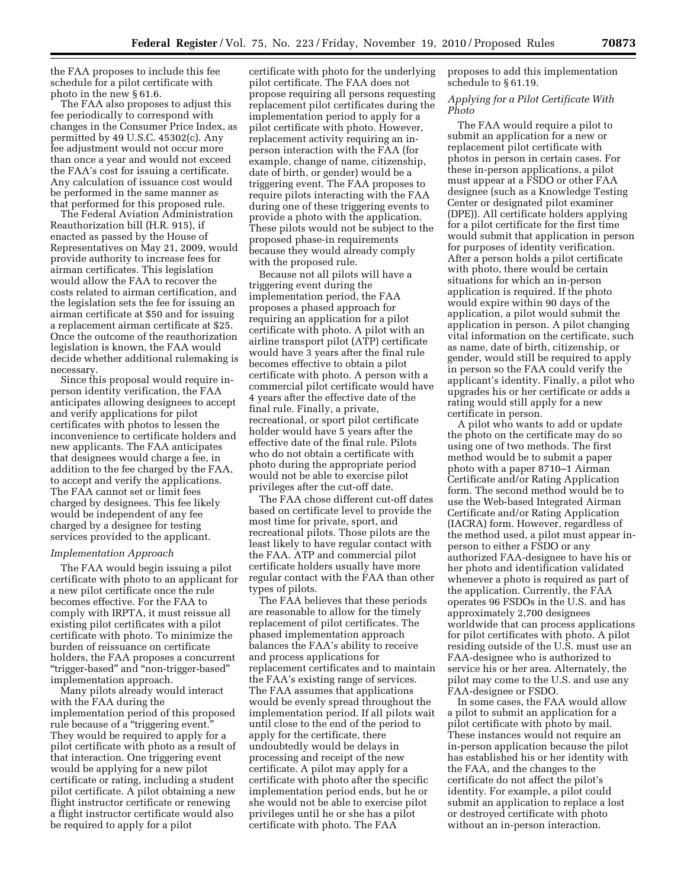the FAA proposes to include this fee schedule for a pilot certificate with photo in the new § 61.6.

The FAA also proposes to adjust this fee periodically to correspond with changes in the Consumer Price Index, as permitted by 49 U.S.C. 45302(c). Any fee adjustment would not occur more than once a year and would not exceed the FAA's cost for issuing a certificate. Any calculation of issuance cost would be performed in the same manner as that performed for this proposed rule.

The Federal Aviation Administration Reauthorization bill (H.R. 915), if enacted as passed by the House of Representatives on May 21, 2009, would provide authority to increase fees for airman certificates. This legislation would allow the FAA to recover the costs related to airman certification, and the legislation sets the fee for issuing an airman certificate at $50 and for issuing a replacement airman certificate at $25. Once the outcome of the reauthorization legislation is known, the FAA would decide whether additional rulemaking is necessary.

Since this proposal would require in-person identity verification, the FAA anticipates allowing designees to accept and verify applications for pilot certificates with photos to lessen the inconvenience to certificate holders and new applicants. The FAA anticipates that designees would charge a fee, in addition to the fee charged by the FAA, to accept and verify the applications. The FAA cannot set or limit fees charged by designees. This fee likely would be independent of any fee charged by a designee for testing services provided to the applicant.

*Implementation Approach*

The FAA would begin issuing a pilot certificate with photo to an applicant for a new pilot certificate once the rule becomes effective. For the FAA to comply with IRPTA, it must reissue all existing pilot certificates with a pilot certificate with photo. To minimize the burden of reissuance on certificate holders, the FAA proposes a concurrent "trigger-based" and "non-trigger-based" implementation approach.

Many pilots already would interact with the FAA during the implementation period of this proposed rule because of a "triggering event." They would be required to apply for a pilot certificate with photo as a result of that interaction. One triggering event would be applying for a new pilot certificate or rating, including a student pilot certificate. A pilot obtaining a new flight instructor certificate or renewing a flight instructor certificate would also be required to apply for a pilot certificate with photo for the underlying pilot certificate. The FAA does not propose requiring all persons requesting replacement pilot certificates during the implementation period to apply for a pilot certificate with photo. However, replacement activity requiring an in-person interaction with the FAA (for example, change of name, citizenship, date of birth, or gender) would be a triggering event. The FAA proposes to require pilots interacting with the FAA during one of these triggering events to provide a photo with the application. These pilots would not be subject to the proposed phase-in requirements because they would already comply with the proposed rule.

Because not all pilots will have a triggering event during the implementation period, the FAA proposes a phased approach for requiring an application for a pilot certificate with photo. A pilot with an airline transport pilot (ATP) certificate would have 3 years after the final rule becomes effective to obtain a pilot certificate with photo. A person with a commercial pilot certificate would have 4 years after the effective date of the final rule. Finally, a private, recreational, or sport pilot certificate holder would have 5 years after the effective date of the final rule. Pilots who do not obtain a certificate with photo during the appropriate period would not be able to exercise pilot privileges after the cut-off date.

The FAA chose different cut-off dates based on certificate level to provide the most time for private, sport, and recreational pilots. Those pilots are the least likely to have regular contact with the FAA. ATP and commercial pilot certificate holders usually have more regular contact with the FAA than other types of pilots.

The FAA believes that these periods are reasonable to allow for the timely replacement of pilot certificates. The phased implementation approach balances the FAA's ability to receive and process applications for replacement certificates and to maintain the FAA's existing range of services. The FAA assumes that applications would be evenly spread throughout the implementation period. If all pilots wait until close to the end of the period to apply for the certificate, there undoubtedly would be delays in processing and receipt of the new certificate. A pilot may apply for a certificate with photo after the specific implementation period ends, but he or she would not be able to exercise pilot privileges until he or she has a pilot certificate with photo. The FAA proposes to add this implementation schedule to § 61.19.

*Applying for a Pilot Certificate With Photo*

The FAA would require a pilot to submit an application for a new or replacement pilot certificate with photos in person in certain cases. For these in-person applications, a pilot must appear at a FSDO or other FAA designee (such as a Knowledge Testing Center or designated pilot examiner (DPE)). All certificate holders applying for a pilot certificate for the first time would submit that application in person for purposes of identity verification. After a person holds a pilot certificate with photo, there would be certain situations for which an in-person application is required. If the photo would expire within 90 days of the application, a pilot would submit the application in person. A pilot changing vital information on the certificate, such as name, date of birth, citizenship, or gender, would still be required to apply in person so the FAA could verify the applicant's identity. Finally, a pilot who upgrades his or her certificate or adds a rating would still apply for a new certificate in person.

A pilot who wants to add or update the photo on the certificate may do so using one of two methods. The first method would be to submit a paper photo with a paper 8710–1 Airman Certificate and/or Rating Application form. The second method would be to use the Web-based Integrated Airman Certificate and/or Rating Application (IACRA) form. However, regardless of the method used, a pilot must appear in-person to either a FSDO or any authorized FAA-designee to have his or her photo and identification validated whenever a photo is required as part of the application. Currently, the FAA operates 96 FSDOs in the U.S. and has approximately 2,700 designees worldwide that can process applications for pilot certificates with photos. A pilot residing outside of the U.S. must use an FAA-designee who is authorized to service his or her area. Alternately, the pilot may come to the U.S. and use any FAA-designee or FSDO.

In some cases, the FAA would allow a pilot to submit an application for a pilot certificate with photo by mail. These instances would not require an in-person application because the pilot has established his or her identity with the FAA, and the changes to the certificate do not affect the pilot's identity. For example, a pilot could submit an application to replace a lost or destroyed certificate with photo without an in-person interaction.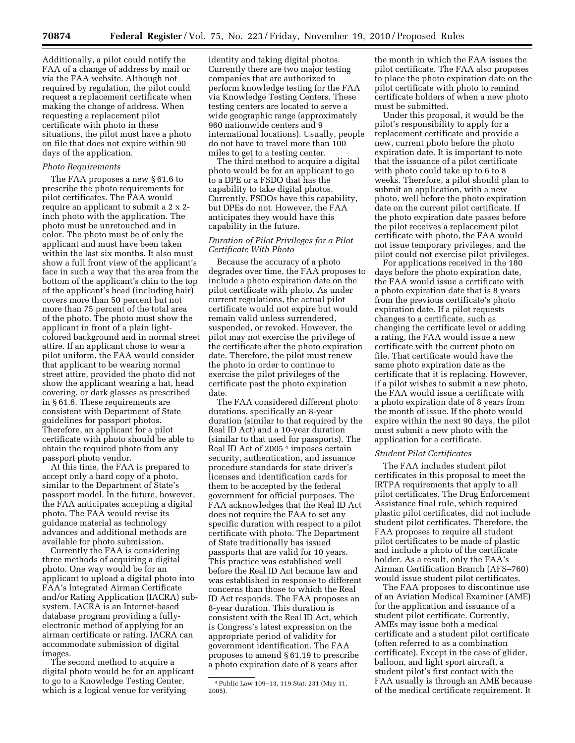Additionally, a pilot could notify the FAA of a change of address by mail or via the FAA website. Although not required by regulation, the pilot could request a replacement certificate when making the change of address. When requesting a replacement pilot certificate with photo in these situations, the pilot must have a photo on file that does not expire within 90 days of the application.

### *Photo Requirements*

The FAA proposes a new § 61.6 to prescribe the photo requirements for pilot certificates. The FAA would require an applicant to submit a 2 x 2-inch photo with the application. The photo must be unretouched and in color. The photo must be of only the applicant and must have been taken within the last six months. It also must show a full front view of the applicant's face in such a way that the area from the bottom of the applicant's chin to the top of the applicant's head (including hair) covers more than 50 percent but not more than 75 percent of the total area of the photo. The photo must show the applicant in front of a plain light-colored background and in normal street attire. If an applicant chose to wear a pilot uniform, the FAA would consider that applicant to be wearing normal street attire, provided the photo did not show the applicant wearing a hat, head covering, or dark glasses as prescribed in § 61.6. These requirements are consistent with Department of State guidelines for passport photos. Therefore, an applicant for a pilot certificate with photo should be able to obtain the required photo from any passport photo vendor.

At this time, the FAA is prepared to accept only a hard copy of a photo, similar to the Department of State's passport model. In the future, however, the FAA anticipates accepting a digital photo. The FAA would revise its guidance material as technology advances and additional methods are available for photo submission.

Currently the FAA is considering three methods of acquiring a digital photo. One way would be for an applicant to upload a digital photo into FAA's Integrated Airman Certificate and/or Rating Application (IACRA) sub-system. IACRA is an Internet-based database program providing a fully-electronic method of applying for an airman certificate or rating. IACRA can accommodate submission of digital images.

The second method to acquire a digital photo would be for an applicant to go to a Knowledge Testing Center, which is a logical venue for verifying identity and taking digital photos. Currently there are two major testing companies that are authorized to perform knowledge testing for the FAA via Knowledge Testing Centers. These testing centers are located to serve a wide geographic range (approximately 960 nationwide centers and 9 international locations). Usually, people do not have to travel more than 100 miles to get to a testing center.

The third method to acquire a digital photo would be for an applicant to go to a DPE or a FSDO that has the capability to take digital photos. Currently, FSDOs have this capability, but DPEs do not. However, the FAA anticipates they would have this capability in the future.

### *Duration of Pilot Privileges for a Pilot Certificate With Photo*

Because the accuracy of a photo degrades over time, the FAA proposes to include a photo expiration date on the pilot certificate with photo. As under current regulations, the actual pilot certificate would not expire but would remain valid unless surrendered, suspended, or revoked. However, the pilot may not exercise the privilege of the certificate after the photo expiration date. Therefore, the pilot must renew the photo in order to continue to exercise the pilot privileges of the certificate past the photo expiration date.

The FAA considered different photo durations, specifically an 8-year duration (similar to that required by the Real ID Act) and a 10-year duration (similar to that used for passports). The Real ID Act of 2005 [4] imposes certain security, authentication, and issuance procedure standards for state driver's licenses and identification cards for them to be accepted by the federal government for official purposes. The FAA acknowledges that the Real ID Act does not require the FAA to set any specific duration with respect to a pilot certificate with photo. The Department of State traditionally has issued passports that are valid for 10 years. This practice was established well before the Real ID Act became law and was established in response to different concerns than those to which the Real ID Act responds. The FAA proposes an 8-year duration. This duration is consistent with the Real ID Act, which is Congress's latest expression on the appropriate period of validity for government identification. The FAA proposes to amend § 61.19 to prescribe a photo expiration date of 8 years after the month in which the FAA issues the pilot certificate. The FAA also proposes to place the photo expiration date on the pilot certificate with photo to remind certificate holders of when a new photo must be submitted.

Under this proposal, it would be the pilot's responsibility to apply for a replacement certificate and provide a new, current photo before the photo expiration date. It is important to note that the issuance of a pilot certificate with photo could take up to 6 to 8 weeks. Therefore, a pilot should plan to submit an application, with a new photo, well before the photo expiration date on the current pilot certificate. If the photo expiration date passes before the pilot receives a replacement pilot certificate with photo, the FAA would not issue temporary privileges, and the pilot could not exercise pilot privileges.

For applications received in the 180 days before the photo expiration date, the FAA would issue a certificate with a photo expiration date that is 8 years from the previous certificate's photo expiration date. If a pilot requests changes to a certificate, such as changing the certificate level or adding a rating, the FAA would issue a new certificate with the current photo on file. That certificate would have the same photo expiration date as the certificate that it is replacing. However, if a pilot wishes to submit a new photo, the FAA would issue a certificate with a photo expiration date of 8 years from the month of issue. If the photo would expire within the next 90 days, the pilot must submit a new photo with the application for a certificate.

### *Student Pilot Certificates*

The FAA includes student pilot certificates in this proposal to meet the IRTPA requirements that apply to all pilot certificates. The Drug Enforcement Assistance final rule, which required plastic pilot certificates, did not include student pilot certificates. Therefore, the FAA proposes to require all student pilot certificates to be made of plastic and include a photo of the certificate holder. As a result, only the FAA's Airman Certification Branch (AFS–760) would issue student pilot certificates.

The FAA proposes to discontinue use of an Aviation Medical Examiner (AME) for the application and issuance of a student pilot certificate. Currently, AMEs may issue both a medical certificate and a student pilot certificate (often referred to as a combination certificate). Except in the case of glider, balloon, and light sport aircraft, a student pilot's first contact with the FAA usually is through an AME because of the medical certificate requirement. It

[4] Public Law 109–13, 119 Stat. 231 (May 11, 2005).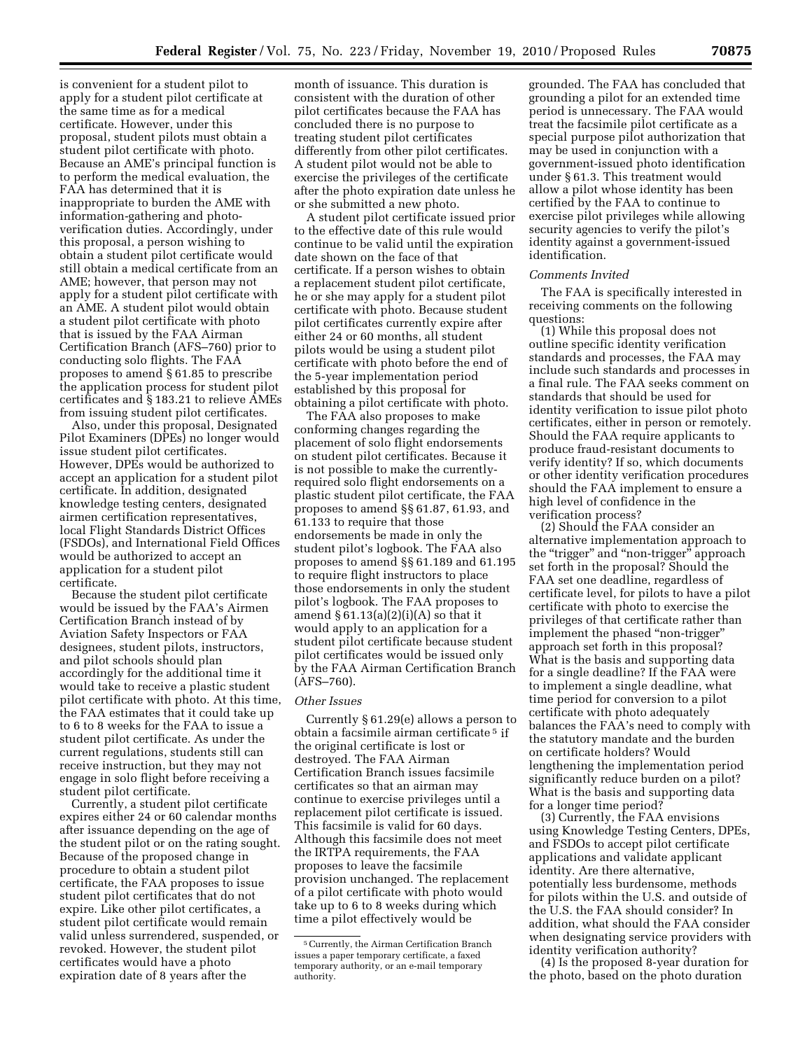is convenient for a student pilot to apply for a student pilot certificate at the same time as for a medical certificate. However, under this proposal, student pilots must obtain a student pilot certificate with photo. Because an AME's principal function is to perform the medical evaluation, the FAA has determined that it is inappropriate to burden the AME with information-gathering and photo-verification duties. Accordingly, under this proposal, a person wishing to obtain a student pilot certificate would still obtain a medical certificate from an AME; however, that person may not apply for a student pilot certificate with an AME. A student pilot would obtain a student pilot certificate with photo that is issued by the FAA Airman Certification Branch (AFS–760) prior to conducting solo flights. The FAA proposes to amend § 61.85 to prescribe the application process for student pilot certificates and § 183.21 to relieve AMEs from issuing student pilot certificates.

Also, under this proposal, Designated Pilot Examiners (DPEs) no longer would issue student pilot certificates. However, DPEs would be authorized to accept an application for a student pilot certificate. In addition, designated knowledge testing centers, designated airmen certification representatives, local Flight Standards District Offices (FSDOs), and International Field Offices would be authorized to accept an application for a student pilot certificate.

Because the student pilot certificate would be issued by the FAA's Airmen Certification Branch instead of by Aviation Safety Inspectors or FAA designees, student pilots, instructors, and pilot schools should plan accordingly for the additional time it would take to receive a plastic student pilot certificate with photo. At this time, the FAA estimates that it could take up to 6 to 8 weeks for the FAA to issue a student pilot certificate. As under the current regulations, students still can receive instruction, but they may not engage in solo flight before receiving a student pilot certificate.

Currently, a student pilot certificate expires either 24 or 60 calendar months after issuance depending on the age of the student pilot or on the rating sought. Because of the proposed change in procedure to obtain a student pilot certificate, the FAA proposes to issue student pilot certificates that do not expire. Like other pilot certificates, a student pilot certificate would remain valid unless surrendered, suspended, or revoked. However, the student pilot certificates would have a photo expiration date of 8 years after the month of issuance. This duration is consistent with the duration of other pilot certificates because the FAA has concluded there is no purpose to treating student pilot certificates differently from other pilot certificates. A student pilot would not be able to exercise the privileges of the certificate after the photo expiration date unless he or she submitted a new photo.

A student pilot certificate issued prior to the effective date of this rule would continue to be valid until the expiration date shown on the face of that certificate. If a person wishes to obtain a replacement student pilot certificate, he or she may apply for a student pilot certificate with photo. Because student pilot certificates currently expire after either 24 or 60 months, all student pilots would be using a student pilot certificate with photo before the end of the 5-year implementation period established by this proposal for obtaining a pilot certificate with photo.

The FAA also proposes to make conforming changes regarding the placement of solo flight endorsements on student pilot certificates. Because it is not possible to make the currently-required solo flight endorsements on a plastic student pilot certificate, the FAA proposes to amend §§ 61.87, 61.93, and 61.133 to require that those endorsements be made in only the student pilot's logbook. The FAA also proposes to amend §§ 61.189 and 61.195 to require flight instructors to place those endorsements in only the student pilot's logbook. The FAA proposes to amend § 61.13(a)(2)(i)(A) so that it would apply to an application for a student pilot certificate because student pilot certificates would be issued only by the FAA Airman Certification Branch (AFS–760).

*Other Issues*

Currently § 61.29(e) allows a person to obtain a facsimile airman certificate [5] if the original certificate is lost or destroyed. The FAA Airman Certification Branch issues facsimile certificates so that an airman may continue to exercise privileges until a replacement pilot certificate is issued. This facsimile is valid for 60 days. Although this facsimile does not meet the IRTPA requirements, the FAA proposes to leave the facsimile provision unchanged. The replacement of a pilot certificate with photo would take up to 6 to 8 weeks during which time a pilot effectively would be grounded. The FAA has concluded that grounding a pilot for an extended time period is unnecessary. The FAA would treat the facsimile pilot certificate as a special purpose pilot authorization that may be used in conjunction with a government-issued photo identification under § 61.3. This treatment would allow a pilot whose identity has been certified by the FAA to continue to exercise pilot privileges while allowing security agencies to verify the pilot's identity against a government-issued identification.

*Comments Invited*

The FAA is specifically interested in receiving comments on the following questions:

(1) While this proposal does not outline specific identity verification standards and processes, the FAA may include such standards and processes in a final rule. The FAA seeks comment on standards that should be used for identity verification to issue pilot photo certificates, either in person or remotely. Should the FAA require applicants to produce fraud-resistant documents to verify identity? If so, which documents or other identity verification procedures should the FAA implement to ensure a high level of confidence in the verification process?

(2) Should the FAA consider an alternative implementation approach to the "trigger" and "non-trigger" approach set forth in the proposal? Should the FAA set one deadline, regardless of certificate level, for pilots to have a pilot certificate with photo to exercise the privileges of that certificate rather than implement the phased "non-trigger" approach set forth in this proposal? What is the basis and supporting data for a single deadline? If the FAA were to implement a single deadline, what time period for conversion to a pilot certificate with photo adequately balances the FAA's need to comply with the statutory mandate and the burden on certificate holders? Would lengthening the implementation period significantly reduce burden on a pilot? What is the basis and supporting data for a longer time period?

(3) Currently, the FAA envisions using Knowledge Testing Centers, DPEs, and FSDOs to accept pilot certificate applications and validate applicant identity. Are there alternative, potentially less burdensome, methods for pilots within the U.S. and outside of the U.S. the FAA should consider? In addition, what should the FAA consider when designating service providers with identity verification authority?

(4) Is the proposed 8-year duration for the photo, based on the photo duration

[5] Currently, the Airman Certification Branch issues a paper temporary certificate, a faxed temporary authority, or an e-mail temporary authority.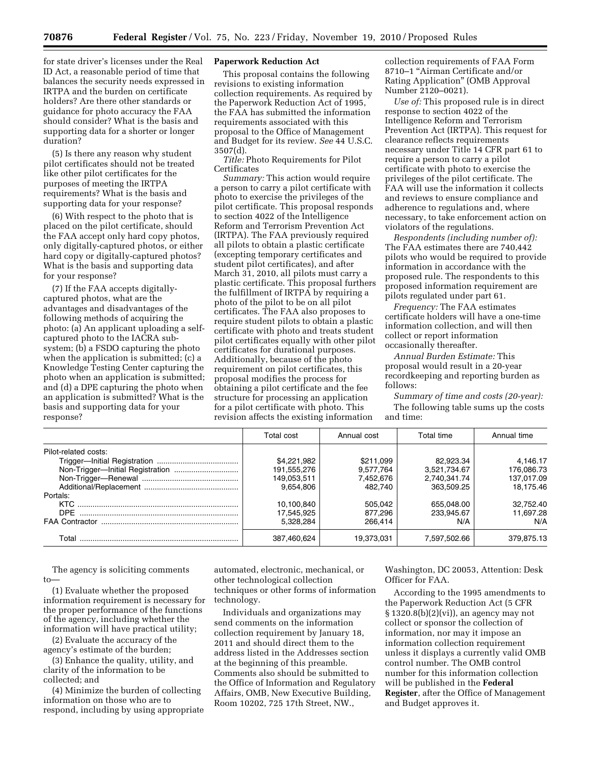for state driver's licenses under the Real ID Act, a reasonable period of time that balances the security needs expressed in IRTPA and the burden on certificate holders? Are there other standards or guidance for photo accuracy the FAA should consider? What is the basis and supporting data for a shorter or longer duration?

(5) Is there any reason why student pilot certificates should not be treated like other pilot certificates for the purposes of meeting the IRTPA requirements? What is the basis and supporting data for your response?

(6) With respect to the photo that is placed on the pilot certificate, should the FAA accept only hard copy photos, only digitally-captured photos, or either hard copy or digitally-captured photos? What is the basis and supporting data for your response?

(7) If the FAA accepts digitally-captured photos, what are the advantages and disadvantages of the following methods of acquiring the photo: (a) An applicant uploading a self-captured photo to the IACRA sub-system; (b) a FSDO capturing the photo when the application is submitted; (c) a Knowledge Testing Center capturing the photo when an application is submitted; and (d) a DPE capturing the photo when an application is submitted? What is the basis and supporting data for your response?

**Paperwork Reduction Act**

This proposal contains the following revisions to existing information collection requirements. As required by the Paperwork Reduction Act of 1995, the FAA has submitted the information requirements associated with this proposal to the Office of Management and Budget for its review. *See* 44 U.S.C. 3507(d).

*Title:* Photo Requirements for Pilot Certificates

*Summary:* This action would require a person to carry a pilot certificate with photo to exercise the privileges of the pilot certificate. This proposal responds to section 4022 of the Intelligence Reform and Terrorism Prevention Act (IRTPA). The FAA previously required all pilots to obtain a plastic certificate (excepting temporary certificates and student pilot certificates), and after March 31, 2010, all pilots must carry a plastic certificate. This proposal furthers the fulfillment of IRTPA by requiring a photo of the pilot to be on all pilot certificates. The FAA also proposes to require student pilots to obtain a plastic certificate with photo and treats student pilot certificates equally with other pilot certificates for durational purposes. Additionally, because of the photo requirement on pilot certificates, this proposal modifies the process for obtaining a pilot certificate and the fee structure for processing an application for a pilot certificate with photo. This revision affects the existing information collection requirements of FAA Form 8710–1 "Airman Certificate and/or Rating Application" (OMB Approval Number 2120–0021).

*Use of:* This proposed rule is in direct response to section 4022 of the Intelligence Reform and Terrorism Prevention Act (IRTPA). This request for clearance reflects requirements necessary under Title 14 CFR part 61 to require a person to carry a pilot certificate with photo to exercise the privileges of the pilot certificate. The FAA will use the information it collects and reviews to ensure compliance and adherence to regulations and, where necessary, to take enforcement action on violators of the regulations.

*Respondents (including number of):* The FAA estimates there are 740,442 pilots who would be required to provide information in accordance with the proposed rule. The respondents to this proposed information requirement are pilots regulated under part 61.

*Frequency:* The FAA estimates certificate holders will have a one-time information collection, and will then collect or report information occasionally thereafter.

*Annual Burden Estimate:* This proposal would result in a 20-year recordkeeping and reporting burden as follows:

*Summary of time and costs (20-year):*

The following table sums up the costs and time:

| | Total cost | Annual cost | Total time | Annual time |
|---|---|---|---|---|
| Pilot-related costs: | | | | |
| Trigger—Initial Registration | $4,221,982 | $211,099 | 82,923.34 | 4,146.17 |
| Non-Trigger—Initial Registration | 191,555,276 | 9,577,764 | 3,521,734.67 | 176,086.73 |
| Non-Trigger—Renewal | 149,053,511 | 7,452,676 | 2,740,341.74 | 137,017.09 |
| Additional/Replacement | 9,654,806 | 482,740 | 363,509.25 | 18,175.46 |
| Portals: | | | | |
| KTC | 10,100,840 | 505,042 | 655,048.00 | 32,752.40 |
| DPE | 17,545,925 | 877,296 | 233,945.67 | 11,697.28 |
| FAA Contractor | 5,328,284 | 266,414 | N/A | N/A |
| Total | 387,460,624 | 19,373,031 | 7,597,502.66 | 379,875.13 |

The agency is soliciting comments to—

(1) Evaluate whether the proposed information requirement is necessary for the proper performance of the functions of the agency, including whether the information will have practical utility;

(2) Evaluate the accuracy of the agency's estimate of the burden;

(3) Enhance the quality, utility, and clarity of the information to be collected; and

(4) Minimize the burden of collecting information on those who are to respond, including by using appropriate automated, electronic, mechanical, or other technological collection techniques or other forms of information technology.

Individuals and organizations may send comments on the information collection requirement by January 18, 2011 and should direct them to the address listed in the Addresses section at the beginning of this preamble. Comments also should be submitted to the Office of Information and Regulatory Affairs, OMB, New Executive Building, Room 10202, 725 17th Street, NW., Washington, DC 20053, Attention: Desk Officer for FAA.

According to the 1995 amendments to the Paperwork Reduction Act (5 CFR § 1320.8(b)(2)(vi)), an agency may not collect or sponsor the collection of information, nor may it impose an information collection requirement unless it displays a currently valid OMB control number. The OMB control number for this information collection will be published in the **Federal Register**, after the Office of Management and Budget approves it.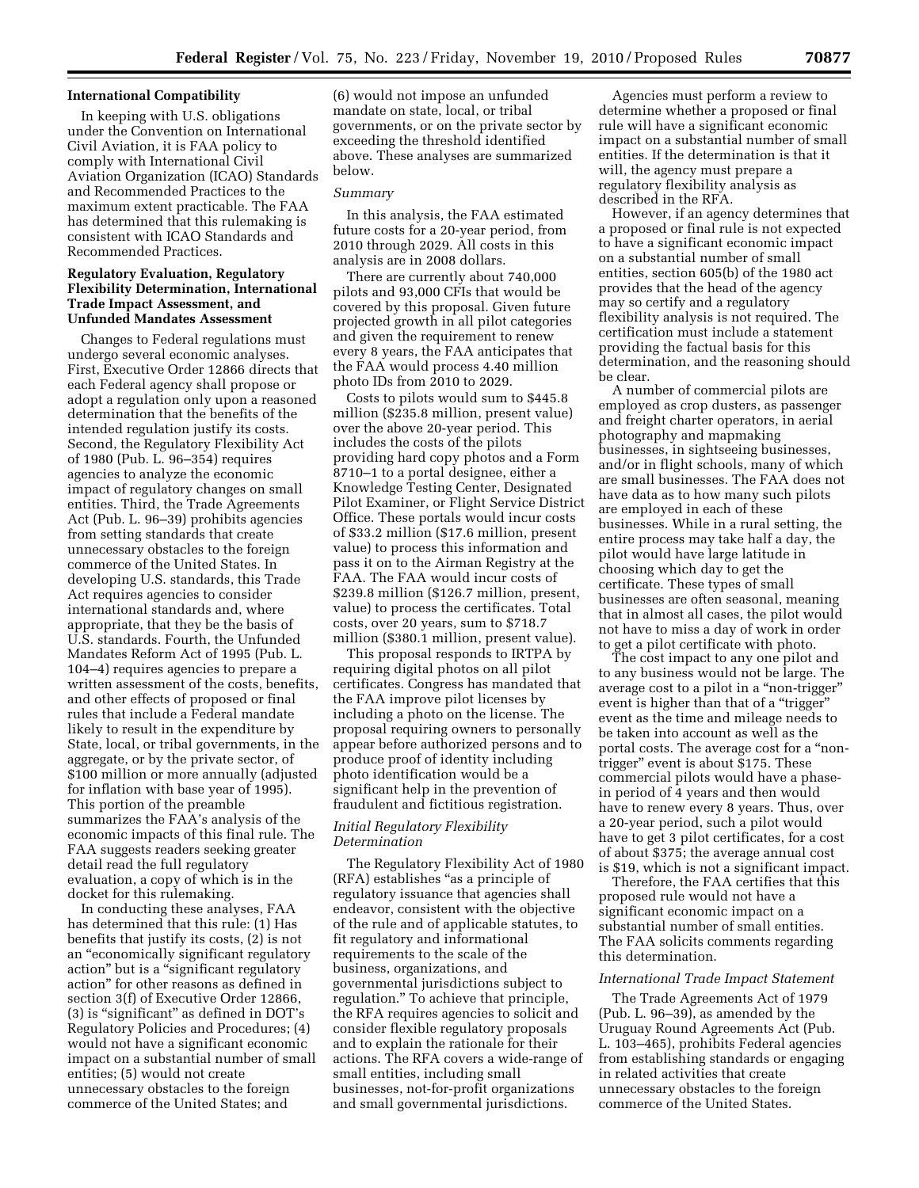## International Compatibility

In keeping with U.S. obligations under the Convention on International Civil Aviation, it is FAA policy to comply with International Civil Aviation Organization (ICAO) Standards and Recommended Practices to the maximum extent practicable. The FAA has determined that this rulemaking is consistent with ICAO Standards and Recommended Practices.

## Regulatory Evaluation, Regulatory Flexibility Determination, International Trade Impact Assessment, and Unfunded Mandates Assessment

Changes to Federal regulations must undergo several economic analyses. First, Executive Order 12866 directs that each Federal agency shall propose or adopt a regulation only upon a reasoned determination that the benefits of the intended regulation justify its costs. Second, the Regulatory Flexibility Act of 1980 (Pub. L. 96–354) requires agencies to analyze the economic impact of regulatory changes on small entities. Third, the Trade Agreements Act (Pub. L. 96–39) prohibits agencies from setting standards that create unnecessary obstacles to the foreign commerce of the United States. In developing U.S. standards, this Trade Act requires agencies to consider international standards and, where appropriate, that they be the basis of U.S. standards. Fourth, the Unfunded Mandates Reform Act of 1995 (Pub. L. 104–4) requires agencies to prepare a written assessment of the costs, benefits, and other effects of proposed or final rules that include a Federal mandate likely to result in the expenditure by State, local, or tribal governments, in the aggregate, or by the private sector, of $100 million or more annually (adjusted for inflation with base year of 1995). This portion of the preamble summarizes the FAA's analysis of the economic impacts of this final rule. The FAA suggests readers seeking greater detail read the full regulatory evaluation, a copy of which is in the docket for this rulemaking.

In conducting these analyses, FAA has determined that this rule: (1) Has benefits that justify its costs, (2) is not an "economically significant regulatory action" but is a "significant regulatory action" for other reasons as defined in section 3(f) of Executive Order 12866, (3) is "significant" as defined in DOT's Regulatory Policies and Procedures; (4) would not have a significant economic impact on a substantial number of small entities; (5) would not create unnecessary obstacles to the foreign commerce of the United States; and (6) would not impose an unfunded mandate on state, local, or tribal governments, or on the private sector by exceeding the threshold identified above. These analyses are summarized below.

### *Summary*

In this analysis, the FAA estimated future costs for a 20-year period, from 2010 through 2029. All costs in this analysis are in 2008 dollars.

There are currently about 740,000 pilots and 93,000 CFIs that would be covered by this proposal. Given future projected growth in all pilot categories and given the requirement to renew every 8 years, the FAA anticipates that the FAA would process 4.40 million photo IDs from 2010 to 2029.

Costs to pilots would sum to $445.8 million ($235.8 million, present value) over the above 20-year period. This includes the costs of the pilots providing hard copy photos and a Form 8710–1 to a portal designee, either a Knowledge Testing Center, Designated Pilot Examiner, or Flight Service District Office. These portals would incur costs of $33.2 million ($17.6 million, present value) to process this information and pass it on to the Airman Registry at the FAA. The FAA would incur costs of $239.8 million ($126.7 million, present, value) to process the certificates. Total costs, over 20 years, sum to $718.7 million ($380.1 million, present value).

This proposal responds to IRTPA by requiring digital photos on all pilot certificates. Congress has mandated that the FAA improve pilot licenses by including a photo on the license. The proposal requiring owners to personally appear before authorized persons and to produce proof of identity including photo identification would be a significant help in the prevention of fraudulent and fictitious registration.

### *Initial Regulatory Flexibility Determination*

The Regulatory Flexibility Act of 1980 (RFA) establishes "as a principle of regulatory issuance that agencies shall endeavor, consistent with the objective of the rule and of applicable statutes, to fit regulatory and informational requirements to the scale of the business, organizations, and governmental jurisdictions subject to regulation." To achieve that principle, the RFA requires agencies to solicit and consider flexible regulatory proposals and to explain the rationale for their actions. The RFA covers a wide-range of small entities, including small businesses, not-for-profit organizations and small governmental jurisdictions.

Agencies must perform a review to determine whether a proposed or final rule will have a significant economic impact on a substantial number of small entities. If the determination is that it will, the agency must prepare a regulatory flexibility analysis as described in the RFA.

However, if an agency determines that a proposed or final rule is not expected to have a significant economic impact on a substantial number of small entities, section 605(b) of the 1980 act provides that the head of the agency may so certify and a regulatory flexibility analysis is not required. The certification must include a statement providing the factual basis for this determination, and the reasoning should be clear.

A number of commercial pilots are employed as crop dusters, as passenger and freight charter operators, in aerial photography and mapmaking businesses, in sightseeing businesses, and/or in flight schools, many of which are small businesses. The FAA does not have data as to how many such pilots are employed in each of these businesses. While in a rural setting, the entire process may take half a day, the pilot would have large latitude in choosing which day to get the certificate. These types of small businesses are often seasonal, meaning that in almost all cases, the pilot would not have to miss a day of work in order to get a pilot certificate with photo.

The cost impact to any one pilot and to any business would not be large. The average cost to a pilot in a "non-trigger" event is higher than that of a "trigger" event as the time and mileage needs to be taken into account as well as the portal costs. The average cost for a "non-trigger" event is about $175. These commercial pilots would have a phase-in period of 4 years and then would have to renew every 8 years. Thus, over a 20-year period, such a pilot would have to get 3 pilot certificates, for a cost of about $375; the average annual cost is $19, which is not a significant impact.

Therefore, the FAA certifies that this proposed rule would not have a significant economic impact on a substantial number of small entities. The FAA solicits comments regarding this determination.

### *International Trade Impact Statement*

The Trade Agreements Act of 1979 (Pub. L. 96–39), as amended by the Uruguay Round Agreements Act (Pub. L. 103–465), prohibits Federal agencies from establishing standards or engaging in related activities that create unnecessary obstacles to the foreign commerce of the United States.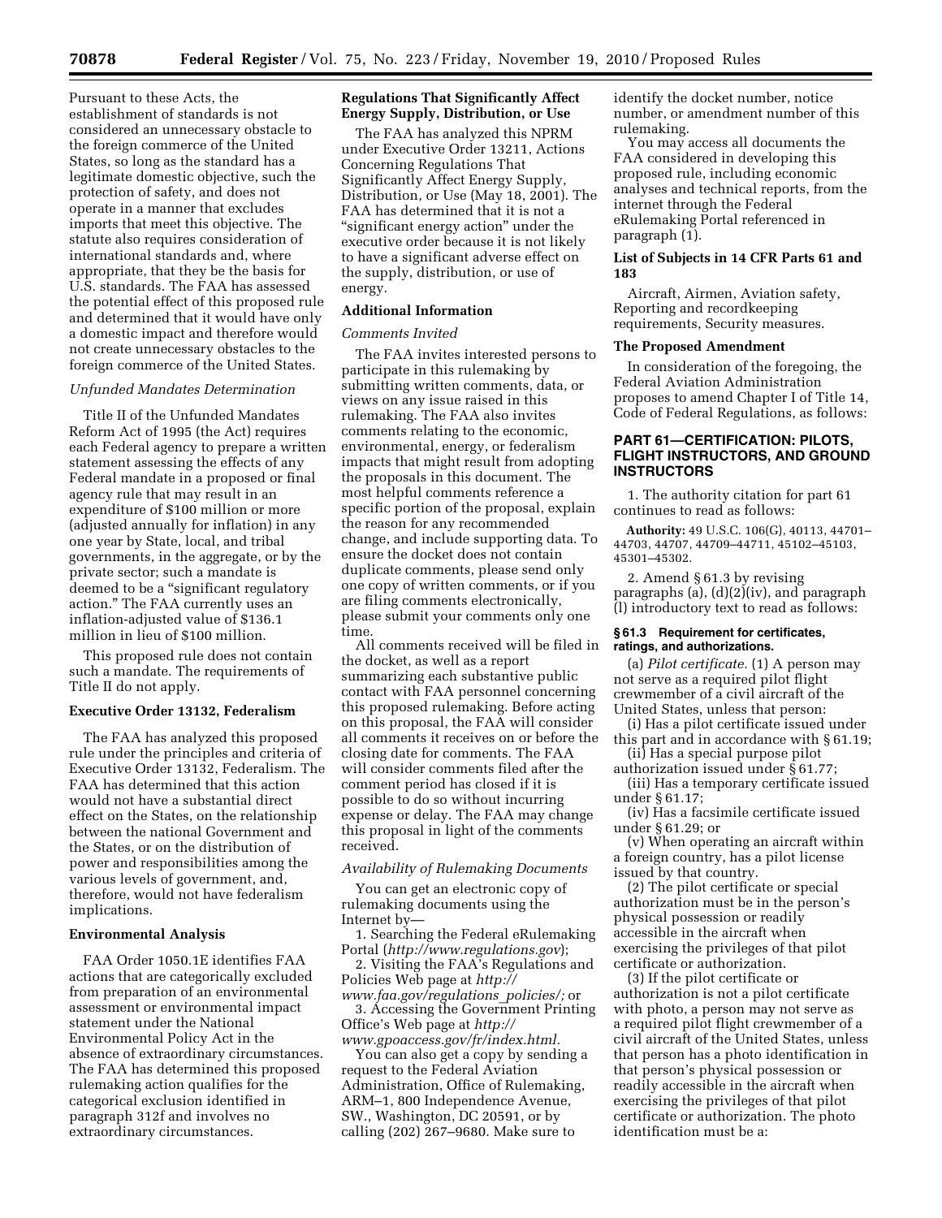Pursuant to these Acts, the establishment of standards is not considered an unnecessary obstacle to the foreign commerce of the United States, so long as the standard has a legitimate domestic objective, such the protection of safety, and does not operate in a manner that excludes imports that meet this objective. The statute also requires consideration of international standards and, where appropriate, that they be the basis for U.S. standards. The FAA has assessed the potential effect of this proposed rule and determined that it would have only a domestic impact and therefore would not create unnecessary obstacles to the foreign commerce of the United States.

*Unfunded Mandates Determination*

Title II of the Unfunded Mandates Reform Act of 1995 (the Act) requires each Federal agency to prepare a written statement assessing the effects of any Federal mandate in a proposed or final agency rule that may result in an expenditure of $100 million or more (adjusted annually for inflation) in any one year by State, local, and tribal governments, in the aggregate, or by the private sector; such a mandate is deemed to be a "significant regulatory action." The FAA currently uses an inflation-adjusted value of $136.1 million in lieu of $100 million.

This proposed rule does not contain such a mandate. The requirements of Title II do not apply.

**Executive Order 13132, Federalism**

The FAA has analyzed this proposed rule under the principles and criteria of Executive Order 13132, Federalism. The FAA has determined that this action would not have a substantial direct effect on the States, on the relationship between the national Government and the States, or on the distribution of power and responsibilities among the various levels of government, and, therefore, would not have federalism implications.

**Environmental Analysis**

FAA Order 1050.1E identifies FAA actions that are categorically excluded from preparation of an environmental assessment or environmental impact statement under the National Environmental Policy Act in the absence of extraordinary circumstances. The FAA has determined this proposed rulemaking action qualifies for the categorical exclusion identified in paragraph 312f and involves no extraordinary circumstances.

**Regulations That Significantly Affect Energy Supply, Distribution, or Use**

The FAA has analyzed this NPRM under Executive Order 13211, Actions Concerning Regulations That Significantly Affect Energy Supply, Distribution, or Use (May 18, 2001). The FAA has determined that it is not a "significant energy action" under the executive order because it is not likely to have a significant adverse effect on the supply, distribution, or use of energy.

**Additional Information**

*Comments Invited*

The FAA invites interested persons to participate in this rulemaking by submitting written comments, data, or views on any issue raised in this rulemaking. The FAA also invites comments relating to the economic, environmental, energy, or federalism impacts that might result from adopting the proposals in this document. The most helpful comments reference a specific portion of the proposal, explain the reason for any recommended change, and include supporting data. To ensure the docket does not contain duplicate comments, please send only one copy of written comments, or if you are filing comments electronically, please submit your comments only one time.

All comments received will be filed in the docket, as well as a report summarizing each substantive public contact with FAA personnel concerning this proposed rulemaking. Before acting on this proposal, the FAA will consider all comments it receives on or before the closing date for comments. The FAA will consider comments filed after the comment period has closed if it is possible to do so without incurring expense or delay. The FAA may change this proposal in light of the comments received.

*Availability of Rulemaking Documents*

You can get an electronic copy of rulemaking documents using the Internet by—

1. Searching the Federal eRulemaking Portal (*http://www.regulations.gov*);
2. Visiting the FAA's Regulations and Policies Web page at *http://www.faa.gov/regulations_policies/;* or
3. Accessing the Government Printing Office's Web page at *http://www.gpoaccess.gov/fr/index.html.*

You can also get a copy by sending a request to the Federal Aviation Administration, Office of Rulemaking, ARM–1, 800 Independence Avenue, SW., Washington, DC 20591, or by calling (202) 267–9680. Make sure to identify the docket number, notice number, or amendment number of this rulemaking.

You may access all documents the FAA considered in developing this proposed rule, including economic analyses and technical reports, from the internet through the Federal eRulemaking Portal referenced in paragraph (1).

**List of Subjects in 14 CFR Parts 61 and 183**

Aircraft, Airmen, Aviation safety, Reporting and recordkeeping requirements, Security measures.

**The Proposed Amendment**

In consideration of the foregoing, the Federal Aviation Administration proposes to amend Chapter I of Title 14, Code of Federal Regulations, as follows:

## PART 61—CERTIFICATION: PILOTS, FLIGHT INSTRUCTORS, AND GROUND INSTRUCTORS

1. The authority citation for part 61 continues to read as follows:

**Authority:** 49 U.S.C. 106(G), 40113, 44701–44703, 44707, 44709–44711, 45102–45103, 45301–45302.

2. Amend § 61.3 by revising paragraphs (a), (d)(2)(iv), and paragraph (l) introductory text to read as follows:

**§ 61.3 Requirement for certificates, ratings, and authorizations.**

(a) *Pilot certificate.* (1) A person may not serve as a required pilot flight crewmember of a civil aircraft of the United States, unless that person:

(i) Has a pilot certificate issued under this part and in accordance with § 61.19;

(ii) Has a special purpose pilot authorization issued under § 61.77;

(iii) Has a temporary certificate issued under § 61.17;

(iv) Has a facsimile certificate issued under § 61.29; or

(v) When operating an aircraft within a foreign country, has a pilot license issued by that country.

(2) The pilot certificate or special authorization must be in the person's physical possession or readily accessible in the aircraft when exercising the privileges of that pilot certificate or authorization.

(3) If the pilot certificate or authorization is not a pilot certificate with photo, a person may not serve as a required pilot flight crewmember of a civil aircraft of the United States, unless that person has a photo identification in that person's physical possession or readily accessible in the aircraft when exercising the privileges of that pilot certificate or authorization. The photo identification must be a: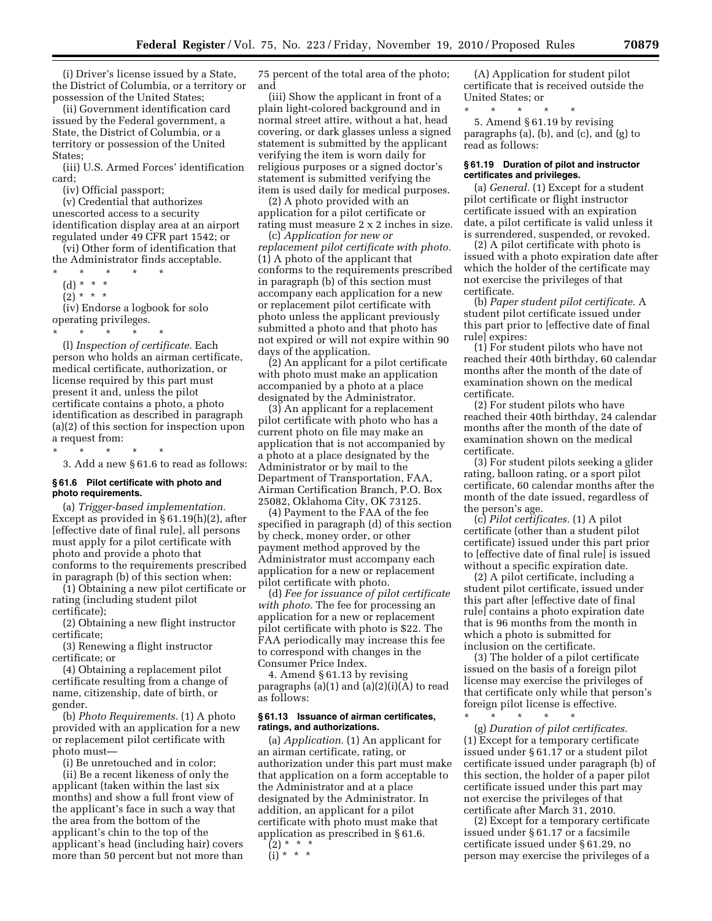(i) Driver's license issued by a State, the District of Columbia, or a territory or possession of the United States;

(ii) Government identification card issued by the Federal government, a State, the District of Columbia, or a territory or possession of the United States;

(iii) U.S. Armed Forces' identification card;

(iv) Official passport;

(v) Credential that authorizes unescorted access to a security identification display area at an airport regulated under 49 CFR part 1542; or

(vi) Other form of identification that the Administrator finds acceptable.

\* \* \* \* \*

(d) \* \* \*

(2) \* \* \*

(iv) Endorse a logbook for solo operating privileges.

\* \* \* \* \*

(l) *Inspection of certificate.* Each person who holds an airman certificate, medical certificate, authorization, or license required by this part must present it and, unless the pilot certificate contains a photo, a photo identification as described in paragraph (a)(2) of this section for inspection upon a request from:

\* \* \* \* \*

3. Add a new § 61.6 to read as follows:

**§ 61.6 Pilot certificate with photo and photo requirements.**

(a) *Trigger-based implementation.* Except as provided in § 61.19(h)(2), after [effective date of final rule], all persons must apply for a pilot certificate with photo and provide a photo that conforms to the requirements prescribed in paragraph (b) of this section when:

(1) Obtaining a new pilot certificate or rating (including student pilot certificate);

(2) Obtaining a new flight instructor certificate;

(3) Renewing a flight instructor certificate; or

(4) Obtaining a replacement pilot certificate resulting from a change of name, citizenship, date of birth, or gender.

(b) *Photo Requirements.* (1) A photo provided with an application for a new or replacement pilot certificate with photo must—

(i) Be unretouched and in color;

(ii) Be a recent likeness of only the applicant (taken within the last six months) and show a full front view of the applicant's face in such a way that the area from the bottom of the applicant's chin to the top of the applicant's head (including hair) covers more than 50 percent but not more than 75 percent of the total area of the photo; and

(iii) Show the applicant in front of a plain light-colored background and in normal street attire, without a hat, head covering, or dark glasses unless a signed statement is submitted by the applicant verifying the item is worn daily for religious purposes or a signed doctor's statement is submitted verifying the item is used daily for medical purposes.

(2) A photo provided with an application for a pilot certificate or rating must measure 2 x 2 inches in size.

(c) *Application for new or replacement pilot certificate with photo.* (1) A photo of the applicant that conforms to the requirements prescribed in paragraph (b) of this section must accompany each application for a new or replacement pilot certificate with photo unless the applicant previously submitted a photo and that photo has not expired or will not expire within 90 days of the application.

(2) An applicant for a pilot certificate with photo must make an application accompanied by a photo at a place designated by the Administrator.

(3) An applicant for a replacement pilot certificate with photo who has a current photo on file may make an application that is not accompanied by a photo at a place designated by the Administrator or by mail to the Department of Transportation, FAA, Airman Certification Branch, P.O. Box 25082, Oklahoma City, OK 73125.

(4) Payment to the FAA of the fee specified in paragraph (d) of this section by check, money order, or other payment method approved by the Administrator must accompany each application for a new or replacement pilot certificate with photo.

(d) *Fee for issuance of pilot certificate with photo.* The fee for processing an application for a new or replacement pilot certificate with photo is $22. The FAA periodically may increase this fee to correspond with changes in the Consumer Price Index.

4. Amend § 61.13 by revising paragraphs (a)(1) and (a)(2)(i)(A) to read as follows:

**§ 61.13 Issuance of airman certificates, ratings, and authorizations.**

(a) *Application.* (1) An applicant for an airman certificate, rating, or authorization under this part must make that application on a form acceptable to the Administrator and at a place designated by the Administrator. In addition, an applicant for a pilot certificate with photo must make that application as prescribed in § 61.6.

(2) \* \* \*

(i) \* \* \*

(A) Application for student pilot certificate that is received outside the United States; or

\* \* \* \* \*

5. Amend § 61.19 by revising paragraphs (a), (b), and (c), and (g) to read as follows:

**§ 61.19 Duration of pilot and instructor certificates and privileges.**

(a) *General.* (1) Except for a student pilot certificate or flight instructor certificate issued with an expiration date, a pilot certificate is valid unless it is surrendered, suspended, or revoked.

(2) A pilot certificate with photo is issued with a photo expiration date after which the holder of the certificate may not exercise the privileges of that certificate.

(b) *Paper student pilot certificate.* A student pilot certificate issued under this part prior to [effective date of final rule] expires:

(1) For student pilots who have not reached their 40th birthday, 60 calendar months after the month of the date of examination shown on the medical certificate.

(2) For student pilots who have reached their 40th birthday, 24 calendar months after the month of the date of examination shown on the medical certificate.

(3) For student pilots seeking a glider rating, balloon rating, or a sport pilot certificate, 60 calendar months after the month of the date issued, regardless of the person's age.

(c) *Pilot certificates.* (1) A pilot certificate (other than a student pilot certificate) issued under this part prior to [effective date of final rule] is issued without a specific expiration date.

(2) A pilot certificate, including a student pilot certificate, issued under this part after [effective date of final rule] contains a photo expiration date that is 96 months from the month in which a photo is submitted for inclusion on the certificate.

(3) The holder of a pilot certificate issued on the basis of a foreign pilot license may exercise the privileges of that certificate only while that person's foreign pilot license is effective.

\* \* \* \* \*

(g) *Duration of pilot certificates.* (1) Except for a temporary certificate issued under § 61.17 or a student pilot certificate issued under paragraph (b) of this section, the holder of a paper pilot certificate issued under this part may not exercise the privileges of that certificate after March 31, 2010.

(2) Except for a temporary certificate issued under § 61.17 or a facsimile certificate issued under § 61.29, no person may exercise the privileges of a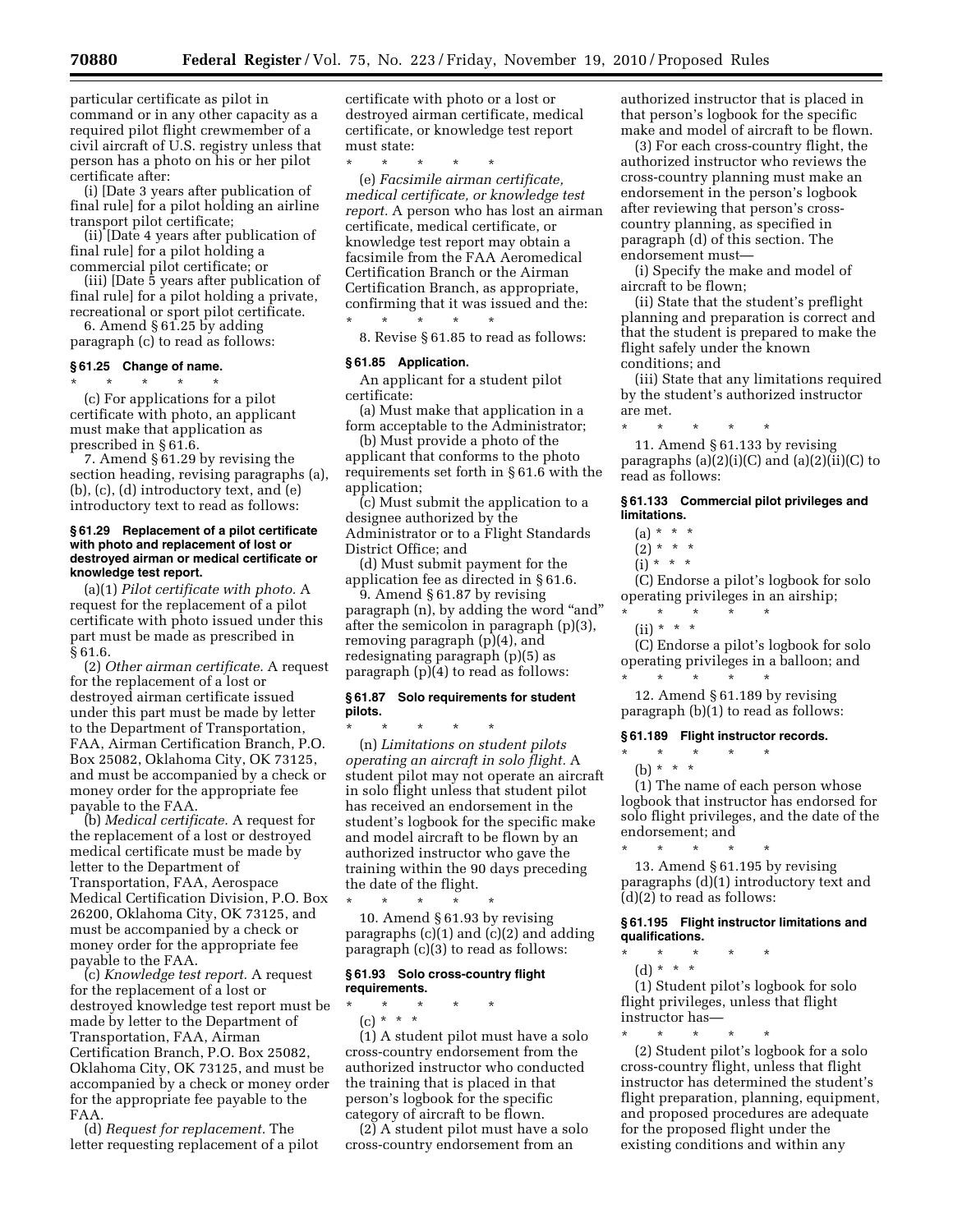particular certificate as pilot in command or in any other capacity as a required pilot flight crewmember of a civil aircraft of U.S. registry unless that person has a photo on his or her pilot certificate after:

(i) [Date 3 years after publication of final rule] for a pilot holding an airline transport pilot certificate;

(ii) [Date 4 years after publication of final rule] for a pilot holding a commercial pilot certificate; or

(iii) [Date 5 years after publication of final rule] for a pilot holding a private, recreational or sport pilot certificate.

6. Amend § 61.25 by adding paragraph (c) to read as follows:

**§ 61.25 Change of name.**

\* \* \* \* \*

(c) For applications for a pilot certificate with photo, an applicant must make that application as prescribed in § 61.6.

7. Amend § 61.29 by revising the section heading, revising paragraphs (a), (b), (c), (d) introductory text, and (e) introductory text to read as follows:

**§ 61.29 Replacement of a pilot certificate with photo and replacement of lost or destroyed airman or medical certificate or knowledge test report.**

(a)(1) *Pilot certificate with photo.* A request for the replacement of a pilot certificate with photo issued under this part must be made as prescribed in § 61.6.

(2) *Other airman certificate.* A request for the replacement of a lost or destroyed airman certificate issued under this part must be made by letter to the Department of Transportation, FAA, Airman Certification Branch, P.O. Box 25082, Oklahoma City, OK 73125, and must be accompanied by a check or money order for the appropriate fee payable to the FAA.

(b) *Medical certificate.* A request for the replacement of a lost or destroyed medical certificate must be made by letter to the Department of Transportation, FAA, Aerospace Medical Certification Division, P.O. Box 26200, Oklahoma City, OK 73125, and must be accompanied by a check or money order for the appropriate fee payable to the FAA.

(c) *Knowledge test report.* A request for the replacement of a lost or destroyed knowledge test report must be made by letter to the Department of Transportation, FAA, Airman Certification Branch, P.O. Box 25082, Oklahoma City, OK 73125, and must be accompanied by a check or money order for the appropriate fee payable to the FAA.

(d) *Request for replacement.* The letter requesting replacement of a pilot certificate with photo or a lost or destroyed airman certificate, medical certificate, or knowledge test report must state:

\* \* \* \* \*

(e) *Facsimile airman certificate, medical certificate, or knowledge test report.* A person who has lost an airman certificate, medical certificate, or knowledge test report may obtain a facsimile from the FAA Aeromedical Certification Branch or the Airman Certification Branch, as appropriate, confirming that it was issued and the:

\* \* \* \* \*

8. Revise § 61.85 to read as follows:

**§ 61.85 Application.**

An applicant for a student pilot certificate:

(a) Must make that application in a form acceptable to the Administrator;

(b) Must provide a photo of the applicant that conforms to the photo requirements set forth in § 61.6 with the application;

(c) Must submit the application to a designee authorized by the Administrator or to a Flight Standards District Office; and

(d) Must submit payment for the application fee as directed in § 61.6.

9. Amend § 61.87 by revising paragraph (n), by adding the word "and" after the semicolon in paragraph (p)(3), removing paragraph (p)(4), and redesignating paragraph (p)(5) as paragraph (p)(4) to read as follows:

**§ 61.87 Solo requirements for student pilots.**

\* \* \* \* \*

(n) *Limitations on student pilots operating an aircraft in solo flight.* A student pilot may not operate an aircraft in solo flight unless that student pilot has received an endorsement in the student's logbook for the specific make and model aircraft to be flown by an authorized instructor who gave the training within the 90 days preceding the date of the flight.

\* \* \* \* \*

10. Amend § 61.93 by revising paragraphs (c)(1) and (c)(2) and adding paragraph (c)(3) to read as follows:

**§ 61.93 Solo cross-country flight requirements.**

\* \* \* \* \*

(c) \* \* \*

(1) A student pilot must have a solo cross-country endorsement from the authorized instructor who conducted the training that is placed in that person's logbook for the specific category of aircraft to be flown.

(2) A student pilot must have a solo cross-country endorsement from an authorized instructor that is placed in that person's logbook for the specific make and model of aircraft to be flown.

(3) For each cross-country flight, the authorized instructor who reviews the cross-country planning must make an endorsement in the person's logbook after reviewing that person's cross-country planning, as specified in paragraph (d) of this section. The endorsement must—

(i) Specify the make and model of aircraft to be flown;

(ii) State that the student's preflight planning and preparation is correct and that the student is prepared to make the flight safely under the known conditions; and

(iii) State that any limitations required by the student's authorized instructor are met.

\* \* \* \* \*

11. Amend § 61.133 by revising paragraphs (a)(2)(i)(C) and (a)(2)(ii)(C) to read as follows:

**§ 61.133 Commercial pilot privileges and limitations.**

(a) \* \* \*

(2) \* \* \*

(i) \* \* \*

(C) Endorse a pilot's logbook for solo operating privileges in an airship;

\* \* \* \* \*

(ii) \* \* \*

(C) Endorse a pilot's logbook for solo operating privileges in a balloon; and

\* \* \* \* \*

12. Amend § 61.189 by revising paragraph (b)(1) to read as follows:

**§ 61.189 Flight instructor records.**

\* \* \* \* \*

(b) \* \* \*

(1) The name of each person whose logbook that instructor has endorsed for solo flight privileges, and the date of the endorsement; and

\* \* \* \* \*

13. Amend § 61.195 by revising paragraphs (d)(1) introductory text and (d)(2) to read as follows:

**§ 61.195 Flight instructor limitations and qualifications.**

\* \* \* \* \*

(d) \* \* \*

(1) Student pilot's logbook for solo flight privileges, unless that flight instructor has—

\* \* \* \* \*

(2) Student pilot's logbook for a solo cross-country flight, unless that flight instructor has determined the student's flight preparation, planning, equipment, and proposed procedures are adequate for the proposed flight under the existing conditions and within any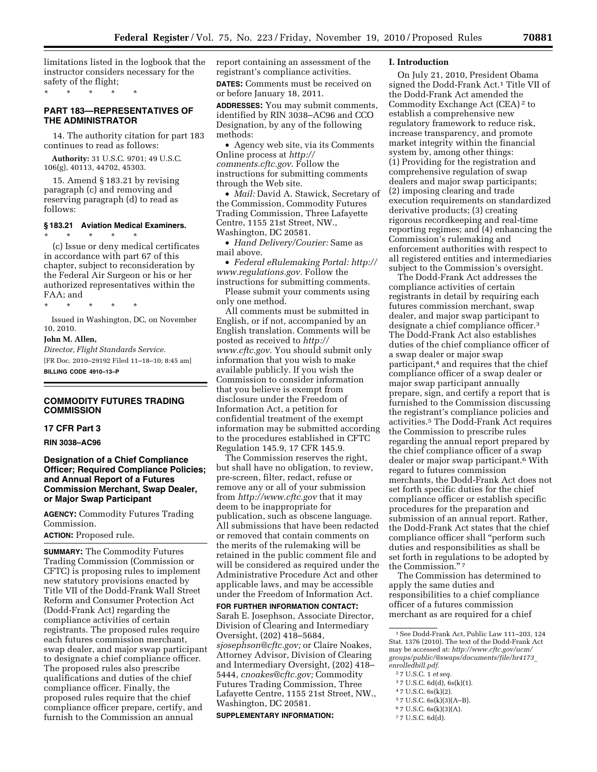limitations listed in the logbook that the instructor considers necessary for the safety of the flight;

\* \* \* \* \*

## PART 183—REPRESENTATIVES OF THE ADMINISTRATOR

14. The authority citation for part 183 continues to read as follows:

**Authority:** 31 U.S.C. 9701; 49 U.S.C. 106(g), 40113, 44702, 45303.

15. Amend § 183.21 by revising paragraph (c) and removing and reserving paragraph (d) to read as follows:

### § 183.21 Aviation Medical Examiners.

\* \* \* \* \*

(c) Issue or deny medical certificates in accordance with part 67 of this chapter, subject to reconsideration by the Federal Air Surgeon or his or her authorized representatives within the FAA; and

\* \* \* \* \*

Issued in Washington, DC, on November 10, 2010.

**John M. Allen,**

*Director, Flight Standards Service.*

[FR Doc. 2010–29192 Filed 11–18–10; 8:45 am]

**BILLING CODE 4910–13–P**

## COMMODITY FUTURES TRADING COMMISSION

### 17 CFR Part 3

**RIN 3038–AC96**

### Designation of a Chief Compliance Officer; Required Compliance Policies; and Annual Report of a Futures Commission Merchant, Swap Dealer, or Major Swap Participant

**AGENCY:** Commodity Futures Trading Commission.

**ACTION:** Proposed rule.

**SUMMARY:** The Commodity Futures Trading Commission (Commission or CFTC) is proposing rules to implement new statutory provisions enacted by Title VII of the Dodd-Frank Wall Street Reform and Consumer Protection Act (Dodd-Frank Act) regarding the compliance activities of certain registrants. The proposed rules require each futures commission merchant, swap dealer, and major swap participant to designate a chief compliance officer. The proposed rules also prescribe qualifications and duties of the chief compliance officer. Finally, the proposed rules require that the chief compliance officer prepare, certify, and furnish to the Commission an annual report containing an assessment of the registrant's compliance activities.

**DATES:** Comments must be received on or before January 18, 2011.

**ADDRESSES:** You may submit comments, identified by RIN 3038–AC96 and CCO Designation, by any of the following methods:

- Agency web site, via its Comments Online process at *http://comments.cftc.gov.* Follow the instructions for submitting comments through the Web site.
- *Mail:* David A. Stawick, Secretary of the Commission, Commodity Futures Trading Commission, Three Lafayette Centre, 1155 21st Street, NW., Washington, DC 20581.
- *Hand Delivery/Courier:* Same as mail above.
- *Federal eRulemaking Portal: http://www.regulations.gov.* Follow the instructions for submitting comments.

Please submit your comments using only one method.

All comments must be submitted in English, or if not, accompanied by an English translation. Comments will be posted as received to *http://www.cftc.gov.* You should submit only information that you wish to make available publicly. If you wish the Commission to consider information that you believe is exempt from disclosure under the Freedom of Information Act, a petition for confidential treatment of the exempt information may be submitted according to the procedures established in CFTC Regulation 145.9, 17 CFR 145.9.

The Commission reserves the right, but shall have no obligation, to review, pre-screen, filter, redact, refuse or remove any or all of your submission from *http://www.cftc.gov* that it may deem to be inappropriate for publication, such as obscene language. All submissions that have been redacted or removed that contain comments on the merits of the rulemaking will be retained in the public comment file and will be considered as required under the Administrative Procedure Act and other applicable laws, and may be accessible under the Freedom of Information Act.

**FOR FURTHER INFORMATION CONTACT:** Sarah E. Josephson, Associate Director, Division of Clearing and Intermediary Oversight, (202) 418–5684, *sjosephson@cftc.gov;* or Claire Noakes, Attorney Advisor, Division of Clearing and Intermediary Oversight, (202) 418–5444, *cnoakes@cftc.gov;* Commodity Futures Trading Commission, Three Lafayette Centre, 1155 21st Street, NW., Washington, DC 20581.

**SUPPLEMENTARY INFORMATION:**

#### I. Introduction

On July 21, 2010, President Obama signed the Dodd-Frank Act.[1] Title VII of the Dodd-Frank Act amended the Commodity Exchange Act (CEA) [2] to establish a comprehensive new regulatory framework to reduce risk, increase transparency, and promote market integrity within the financial system by, among other things: (1) Providing for the registration and comprehensive regulation of swap dealers and major swap participants; (2) imposing clearing and trade execution requirements on standardized derivative products; (3) creating rigorous recordkeeping and real-time reporting regimes; and (4) enhancing the Commission's rulemaking and enforcement authorities with respect to all registered entities and intermediaries subject to the Commission's oversight.

The Dodd-Frank Act addresses the compliance activities of certain registrants in detail by requiring each futures commission merchant, swap dealer, and major swap participant to designate a chief compliance officer.[3] The Dodd-Frank Act also establishes duties of the chief compliance officer of a swap dealer or major swap participant,[4] and requires that the chief compliance officer of a swap dealer or major swap participant annually prepare, sign, and certify a report that is furnished to the Commission discussing the registrant's compliance policies and activities.[5] The Dodd-Frank Act requires the Commission to prescribe rules regarding the annual report prepared by the chief compliance officer of a swap dealer or major swap participant.[6] With regard to futures commission merchants, the Dodd-Frank Act does not set forth specific duties for the chief compliance officer or establish specific procedures for the preparation and submission of an annual report. Rather, the Dodd-Frank Act states that the chief compliance officer shall "perform such duties and responsibilities as shall be set forth in regulations to be adopted by the Commission." [7]

The Commission has determined to apply the same duties and responsibilities to a chief compliance officer of a futures commission merchant as are required for a chief

[1] See Dodd-Frank Act, Public Law 111–203, 124 Stat. 1376 (2010). The text of the Dodd-Frank Act may be accessed at: *http://www.cftc.gov/ucm/groups/public/@swaps/documents/file/hr4173_enrolledbill.pdf.*

[2] 7 U.S.C. 1 *et seq.*

[3] 7 U.S.C. 6d(d), 6s(k)(1).

[4] 7 U.S.C. 6s(k)(2).

[5] 7 U.S.C. 6s(k)(3)(A–B).

[6] 7 U.S.C. 6s(k)(3)(A).

[7] 7 U.S.C. 6d(d).